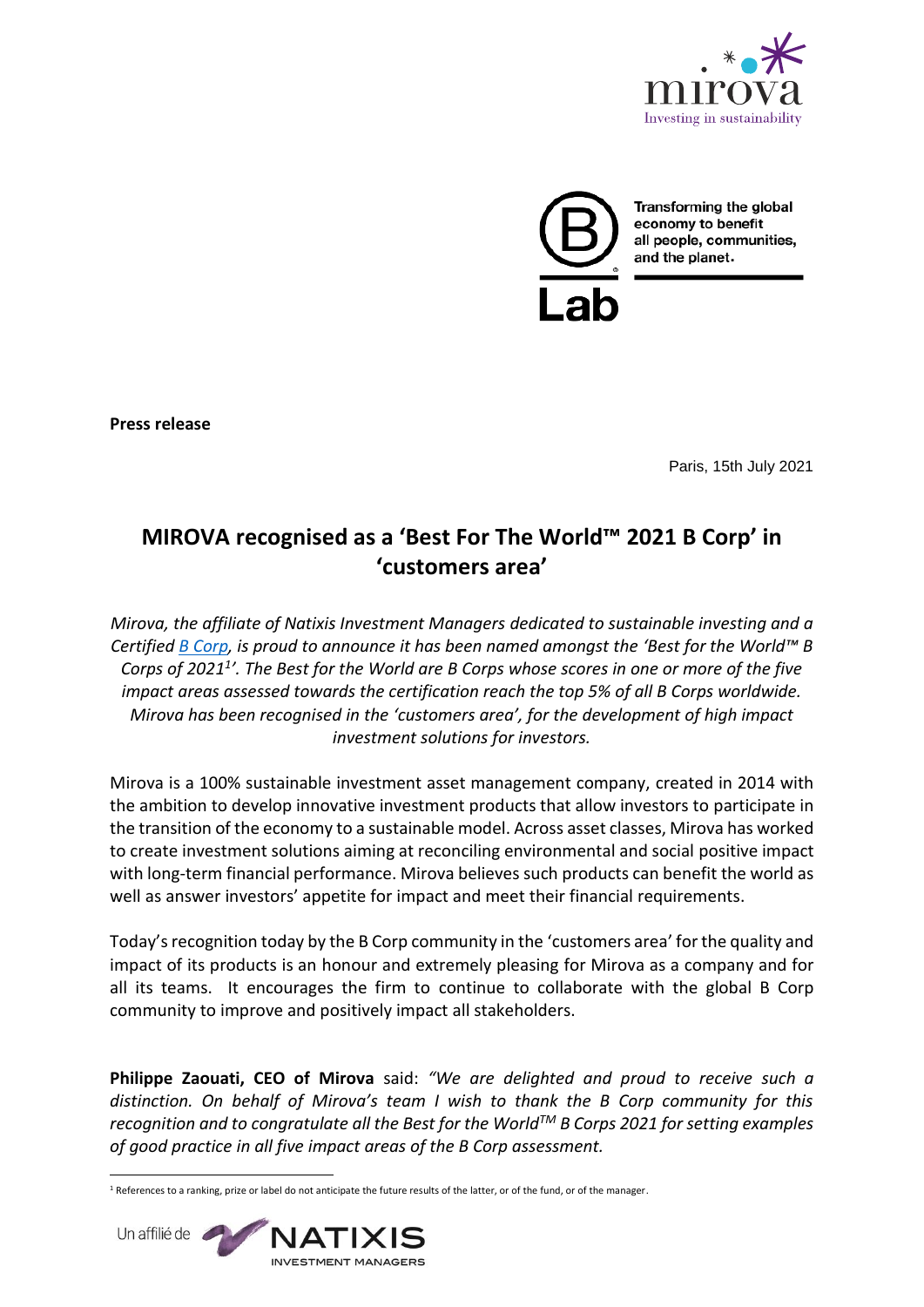**Press release**

Paris, 15th July 2021

# MIROVA recognised as a 'Best For The World™ 2021 B Corp' in 'customers area'

*Mirova, the affiliate of Natixis Investment Managers dedicated to sustainable investing and a Certified B Corp, is proud to announce it has been named amongst the 'Best for the World™ B Corps of 2021[1]'. The Best for the World are B Corps whose scores in one or more of the five impact areas assessed towards the certification reach the top 5% of all B Corps worldwide. Mirova has been recognised in the 'customers area', for the development of high impact investment solutions for investors.*

Mirova is a 100% sustainable investment asset management company, created in 2014 with the ambition to develop innovative investment products that allow investors to participate in the transition of the economy to a sustainable model. Across asset classes, Mirova has worked to create investment solutions aiming at reconciling environmental and social positive impact with long-term financial performance. Mirova believes such products can benefit the world as well as answer investors' appetite for impact and meet their financial requirements.

Today's recognition today by the B Corp community in the 'customers area' for the quality and impact of its products is an honour and extremely pleasing for Mirova as a company and for all its teams. It encourages the firm to continue to collaborate with the global B Corp community to improve and positively impact all stakeholders.

**Philippe Zaouati, CEO of Mirova** said: *"We are delighted and proud to receive such a distinction. On behalf of Mirova's team I wish to thank the B Corp community for this recognition and to congratulate all the Best for the World™ B Corps 2021 for setting examples of good practice in all five impact areas of the B Corp assessment.*

[1] References to a ranking, prize or label do not anticipate the future results of the latter, or of the fund, or of the manager.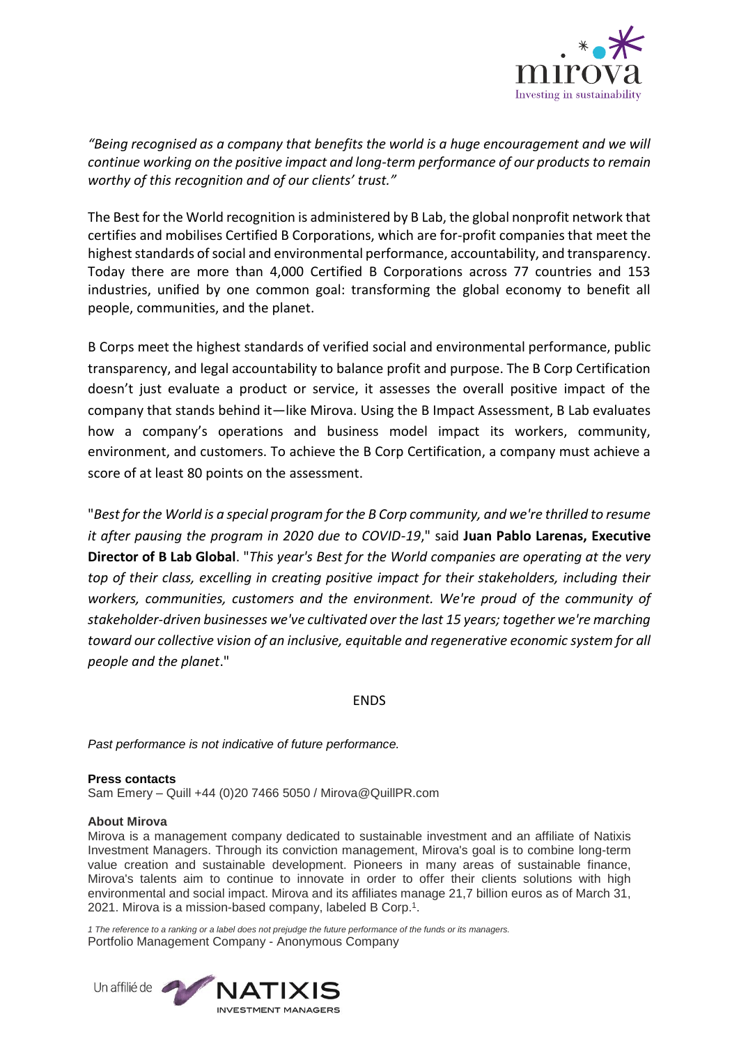*"Being recognised as a company that benefits the world is a huge encouragement and we will continue working on the positive impact and long-term performance of our products to remain worthy of this recognition and of our clients' trust."*

The Best for the World recognition is administered by B Lab, the global nonprofit network that certifies and mobilises Certified B Corporations, which are for-profit companies that meet the highest standards of social and environmental performance, accountability, and transparency. Today there are more than 4,000 Certified B Corporations across 77 countries and 153 industries, unified by one common goal: transforming the global economy to benefit all people, communities, and the planet.

B Corps meet the highest standards of verified social and environmental performance, public transparency, and legal accountability to balance profit and purpose. The B Corp Certification doesn't just evaluate a product or service, it assesses the overall positive impact of the company that stands behind it—like Mirova. Using the B Impact Assessment, B Lab evaluates how a company's operations and business model impact its workers, community, environment, and customers. To achieve the B Corp Certification, a company must achieve a score of at least 80 points on the assessment.

"*Best for the World is a special program for the B Corp community, and we're thrilled to resume it after pausing the program in 2020 due to COVID-19*," said **Juan Pablo Larenas, Executive Director of B Lab Global**. "*This year's Best for the World companies are operating at the very top of their class, excelling in creating positive impact for their stakeholders, including their workers, communities, customers and the environment. We're proud of the community of stakeholder-driven businesses we've cultivated over the last 15 years; together we're marching toward our collective vision of an inclusive, equitable and regenerative economic system for all people and the planet*."

ENDS

*Past performance is not indicative of future performance.*

**Press contacts**

Sam Emery – Quill +44 (0)20 7466 5050 / Mirova@QuillPR.com

**About Mirova**

Mirova is a management company dedicated to sustainable investment and an affiliate of Natixis Investment Managers. Through its conviction management, Mirova's goal is to combine long-term value creation and sustainable development. Pioneers in many areas of sustainable finance, Mirova's talents aim to continue to innovate in order to offer their clients solutions with high environmental and social impact. Mirova and its affiliates manage 21,7 billion euros as of March 31, 2021. Mirova is a mission-based company, labeled B Corp.[1].

*1 The reference to a ranking or a label does not prejudge the future performance of the funds or its managers.*

Portfolio Management Company - Anonymous Company

Un affilié de NATIXIS INVESTMENT MANAGERS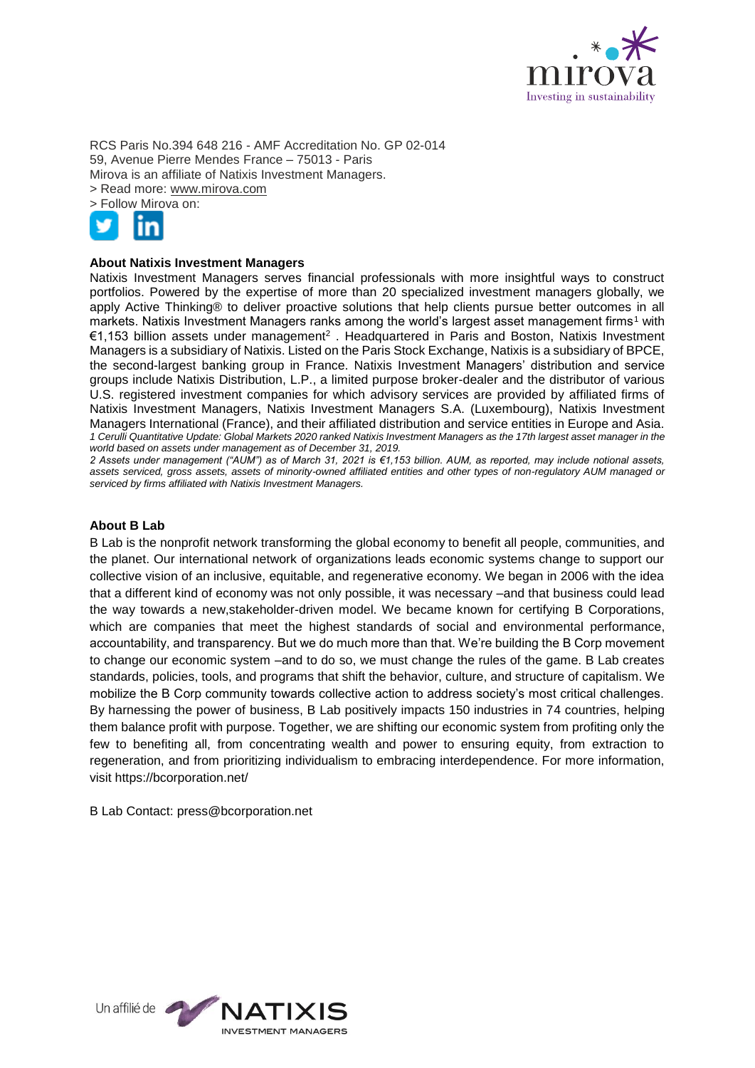RCS Paris No.394 648 216 - AMF Accreditation No. GP 02-014
59, Avenue Pierre Mendes France – 75013 - Paris
Mirova is an affiliate of Natixis Investment Managers.
> Read more: www.mirova.com
> Follow Mirova on:

**About Natixis Investment Managers**

Natixis Investment Managers serves financial professionals with more insightful ways to construct portfolios. Powered by the expertise of more than 20 specialized investment managers globally, we apply Active Thinking® to deliver proactive solutions that help clients pursue better outcomes in all markets. Natixis Investment Managers ranks among the world's largest asset management firms[1] with €1,153 billion assets under management[2] . Headquartered in Paris and Boston, Natixis Investment Managers is a subsidiary of Natixis. Listed on the Paris Stock Exchange, Natixis is a subsidiary of BPCE, the second-largest banking group in France. Natixis Investment Managers' distribution and service groups include Natixis Distribution, L.P., a limited purpose broker-dealer and the distributor of various U.S. registered investment companies for which advisory services are provided by affiliated firms of Natixis Investment Managers, Natixis Investment Managers S.A. (Luxembourg), Natixis Investment Managers International (France), and their affiliated distribution and service entities in Europe and Asia.

*1 Cerulli Quantitative Update: Global Markets 2020 ranked Natixis Investment Managers as the 17th largest asset manager in the world based on assets under management as of December 31, 2019.*

*2 Assets under management ("AUM") as of March 31, 2021 is €1,153 billion. AUM, as reported, may include notional assets, assets serviced, gross assets, assets of minority-owned affiliated entities and other types of non-regulatory AUM managed or serviced by firms affiliated with Natixis Investment Managers.*

**About B Lab**

B Lab is the nonprofit network transforming the global economy to benefit all people, communities, and the planet. Our international network of organizations leads economic systems change to support our collective vision of an inclusive, equitable, and regenerative economy. We began in 2006 with the idea that a different kind of economy was not only possible, it was necessary –and that business could lead the way towards a new,stakeholder-driven model. We became known for certifying B Corporations, which are companies that meet the highest standards of social and environmental performance, accountability, and transparency. But we do much more than that. We're building the B Corp movement to change our economic system –and to do so, we must change the rules of the game. B Lab creates standards, policies, tools, and programs that shift the behavior, culture, and structure of capitalism. We mobilize the B Corp community towards collective action to address society's most critical challenges. By harnessing the power of business, B Lab positively impacts 150 industries in 74 countries, helping them balance profit with purpose. Together, we are shifting our economic system from profiting only the few to benefiting all, from concentrating wealth and power to ensuring equity, from extraction to regeneration, and from prioritizing individualism to embracing interdependence. For more information, visit https://bcorporation.net/

B Lab Contact: press@bcorporation.net

Un affilié de NATIXIS INVESTMENT MANAGERS